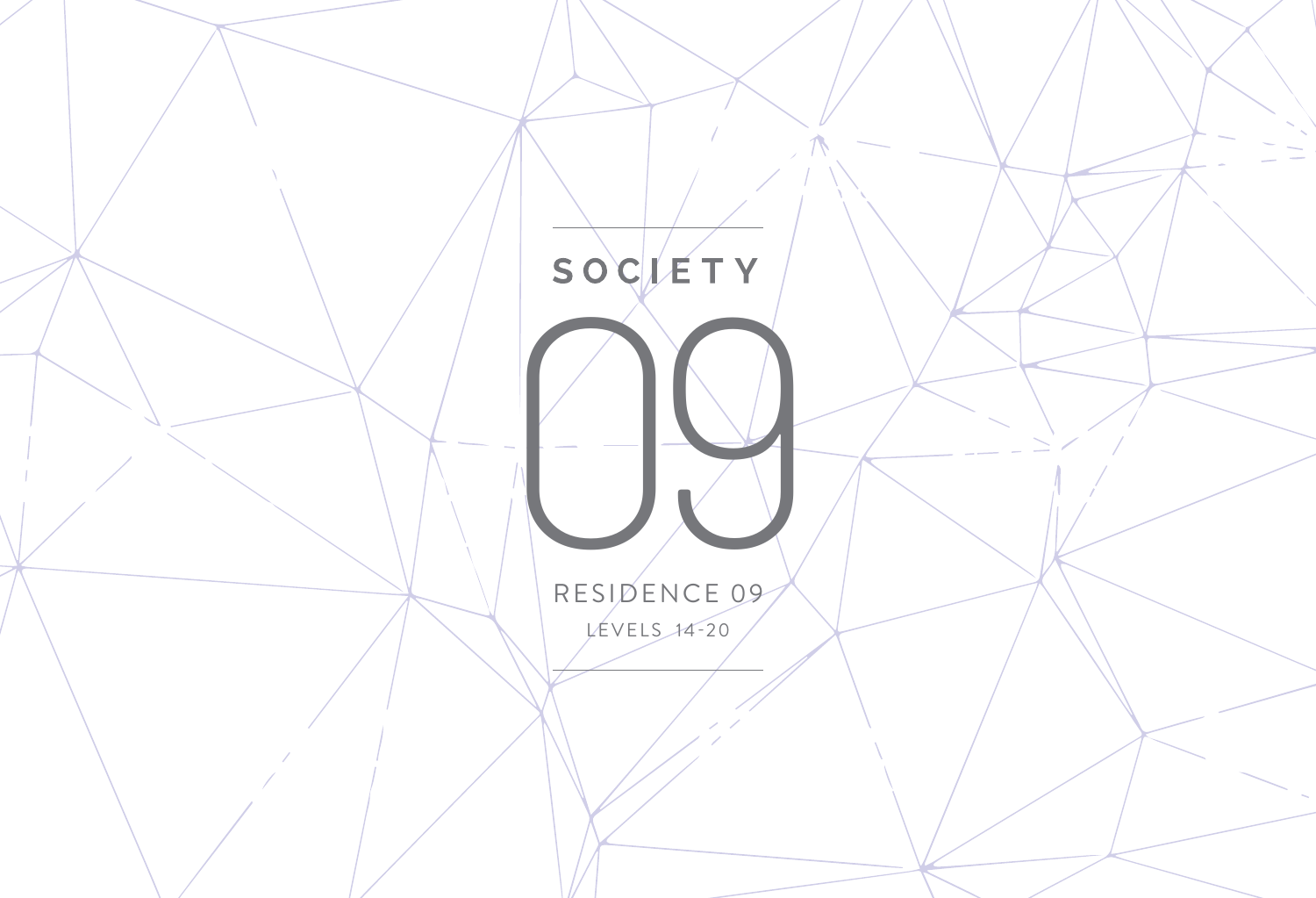# SOCIETY

# 09

RESIDENCE 09

LEVELS 14-20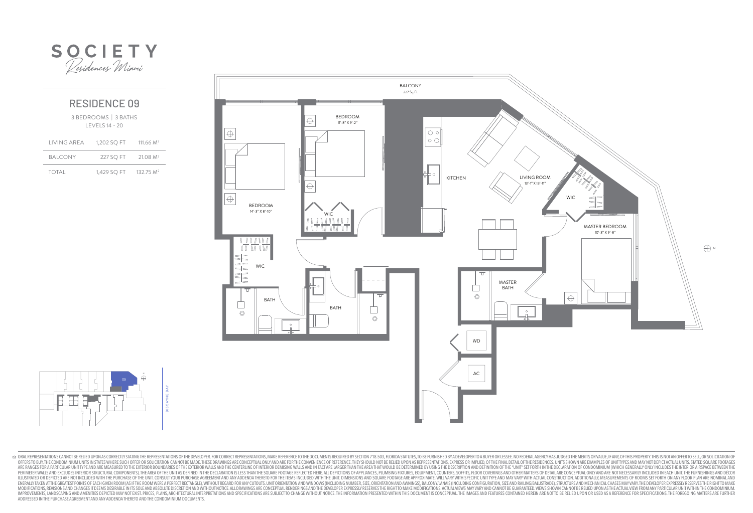# SOCIETY

*Residences Miami*

## RESIDENCE 09

3 BEDROOMS | 3 BATHS
LEVELS 14 - 20

| | | |
|---|---|---|
| LIVING AREA | 1,202 SQ FT | 111.66 $M^2$ |
| BALCONY | 227 SQ FT | 21.08 $M^2$ |
| TOTAL | 1,429 SQ FT | 132.75 $M^2$ |

BALCONY
227 Sq Ft

BEDROOM
11'-8" X 9'-2"

BEDROOM
14'-3" X 8'-10"

KITCHEN

LIVING ROOM
13'-1" X 13'-11"

WIC

MASTER BEDROOM
10'-3" X 9'-8"

WIC

WIC

BATH

BATH

MASTER BATH

WD

AC

N

09

BISCAYNE BAY

ORAL REPRESENTATIONS CANNOT BE RELIED UPON AS CORRECTLY STATING THE REPRESENTATIONS OF THE DEVELOPER. FOR CORRECT REPRESENTATIONS, MAKE REFERENCE TO THE DOCUMENTS REQUIRED BY SECTION 718.503, FLORIDA STATUTES, TO BE FURNISHED BY A DEVELOPER TO A BUYER OR LESSEE. NO FEDERAL AGENCY HAS JUDGED THE MERITS OR VALUE, IF ANY, OF THIS PROPERTY. THIS IS NOT AN OFFER TO SELL, OR SOLICITATION OF OFFERS TO BUY, THE CONDOMINIUM UNITS IN STATES WHERE SUCH OFFER OR SOLICITATION CANNOT BE MADE. THESE DRAWINGS ARE CONCEPTUAL ONLY AND ARE FOR THE CONVENIENCE OF REFERENCE. THEY SHOULD NOT BE RELIED UPON AS REPRESENTATIONS, EXPRESS OR IMPLIED, OF THE FINAL DETAIL OF THE RESIDENCES. UNITS SHOWN ARE EXAMPLES OF UNIT TYPES AND MAY NOT DEPICT ACTUAL UNITS. STATED SQUARE FOOTAGES ARE RANGES FOR A PARTICULAR UNIT TYPE AND ARE MEASURED TO THE EXTERIOR BOUNDARIES OF THE EXTERIOR WALLS AND THE CENTERLINE OF INTERIOR DEMISING WALLS AND IN FACT ARE LARGER THAN THE AREA THAT WOULD BE DETERMINED BY USING THE DESCRIPTION AND DEFINITION OF THE "UNIT" SET FORTH IN THE DECLARATION OF CONDOMINIUM (WHICH GENERALLY ONLY INCLUDES THE INTERIOR AIRSPACE BETWEEN THE PERIMETER WALLS AND EXCLUDES INTERIOR STRUCTURAL COMPONENTS). THE AREA OF THE UNIT AS DEFINED IN THE DECLARATION IS LESS THAN THE SQUARE FOOTAGE REFLECTED HERE. ALL DEPICTIONS OF APPLIANCES, PLUMBING FIXTURES, EQUIPMENT, COUNTERS, SOFFITS, FLOOR COVERINGS AND OTHER MATTERS OF DETAIL ARE CONCEPTUAL ONLY AND ARE NOT NECESSARILY INCLUDED IN EACH UNIT. THE FURNISHINGS AND DÉCOR ILLUSTRATED OR DEPICTED ARE NOT INCLUDED WITH THE PURCHASE OF THE UNIT. CONSULT YOUR PURCHASE AGREEMENT AND ANY ADDENDA THERETO FOR THE ITEMS INCLUDED WITH THE UNIT. DIMENSIONS AND SQUARE FOOTAGE ARE APPROXIMATE, WILL VARY WITH SPECIFIC UNIT TYPE AND MAY VARY WITH ACTUAL CONSTRUCTION. ADDITIONALLY, MEASUREMENTS OF ROOMS SET FORTH ON ANY FLOOR PLAN ARE NOMINAL AND GENERALLY TAKEN AT THE GREATEST POINTS OF EACH GIVEN ROOM (AS IF THE ROOM WERE A PERFECT RECTANGLE), WITHOUT REGARD FOR ANY CUTOUTS. UNIT ORIENTATION AND WINDOWS (INCLUDING NUMBER, SIZE, ORIENTATION AND AWNINGS), BALCONY/LANAIS (INCLUDING CONFIGURATION, SIZE AND RAILING/BALUSTRADE), STRUCTURE AND MECHANICAL CHASES MAY VARY. THE DEVELOPER EXPRESSLY RESERVES THE RIGHT TO MAKE MODIFICATIONS, REVISIONS AND CHANGES IT DEEMS DESIRABLE IN ITS SOLE AND ABSOLUTE DISCRETION AND WITHOUT NOTICE. ALL DRAWINGS ARE CONCEPTUAL RENDERINGS AND THE DEVELOPER EXPRESSLY RESERVES THE RIGHT TO MAKE MODIFICATIONS. ACTUAL VIEWS MAY VARY AND CANNOT BE GUARANTEED. VIEWS SHOWN CANNOT BE RELIED UPON AS THE ACTUAL VIEW FROM ANY PARTICULAR UNIT WITHIN THE CONDOMINIUM. IMPROVEMENTS, LANDSCAPING AND AMENITIES DEPICTED MAY NOT EXIST. PRICES, PLANS, ARCHITECTURAL INTERPRETATIONS AND SPECIFICATIONS ARE SUBJECT TO CHANGE WITHOUT NOTICE. THE INFORMATION PRESENTED WITHIN THIS DOCUMENT IS CONCEPTUAL. THE IMAGES AND FEATURES CONTAINED HEREIN ARE NOT TO BE RELIED UPON OR USED AS A REFERENCE FOR SPECIFICATIONS. THE FOREGOING MATTERS ARE FURTHER ADDRESSED IN THE PURCHASE AGREEMENT AND ANY ADDENDA THERETO AND THE CONDOMINIUM DOCUMENTS.